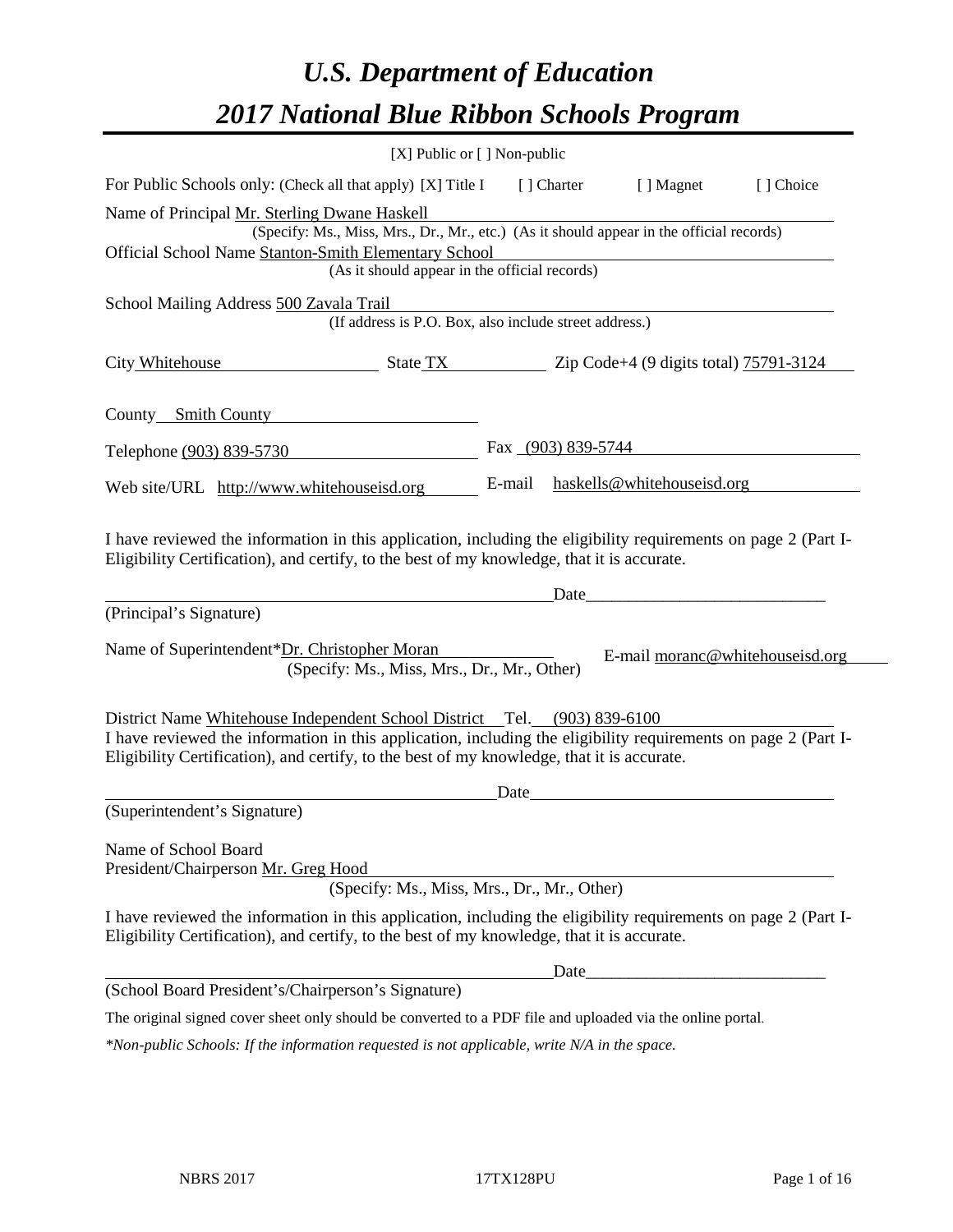# *U.S. Department of Education*

# *2017 National Blue Ribbon Schools Program*

[X] Public or [ ] Non-public

For Public Schools only: (Check all that apply) [X] Title I [ ] Charter [ ] Magnet [ ] Choice

Name of Principal Mr. Sterling Dwane Haskell
(Specify: Ms., Miss, Mrs., Dr., Mr., etc.) (As it should appear in the official records)

Official School Name Stanton-Smith Elementary School
(As it should appear in the official records)

School Mailing Address 500 Zavala Trail
(If address is P.O. Box, also include street address.)

City Whitehouse State TX Zip Code+4 (9 digits total) 75791-3124

County Smith County

Telephone (903) 839-5730 Fax (903) 839-5744

Web site/URL http://www.whitehouseisd.org E-mail haskells@whitehouseisd.org

I have reviewed the information in this application, including the eligibility requirements on page 2 (Part I-Eligibility Certification), and certify, to the best of my knowledge, that it is accurate.

_______________________________________ Date___________________________
(Principal's Signature)

Name of Superintendent*Dr. Christopher Moran
(Specify: Ms., Miss, Mrs., Dr., Mr., Other)
E-mail moranc@whitehouseisd.org

District Name Whitehouse Independent School District Tel. (903) 839-6100

I have reviewed the information in this application, including the eligibility requirements on page 2 (Part I-Eligibility Certification), and certify, to the best of my knowledge, that it is accurate.

_______________________________________ Date___________________________
(Superintendent's Signature)

Name of School Board
President/Chairperson Mr. Greg Hood
(Specify: Ms., Miss, Mrs., Dr., Mr., Other)

I have reviewed the information in this application, including the eligibility requirements on page 2 (Part I-Eligibility Certification), and certify, to the best of my knowledge, that it is accurate.

_______________________________________ Date___________________________
(School Board President's/Chairperson's Signature)

The original signed cover sheet only should be converted to a PDF file and uploaded via the online portal.

*\*Non-public Schools: If the information requested is not applicable, write N/A in the space.*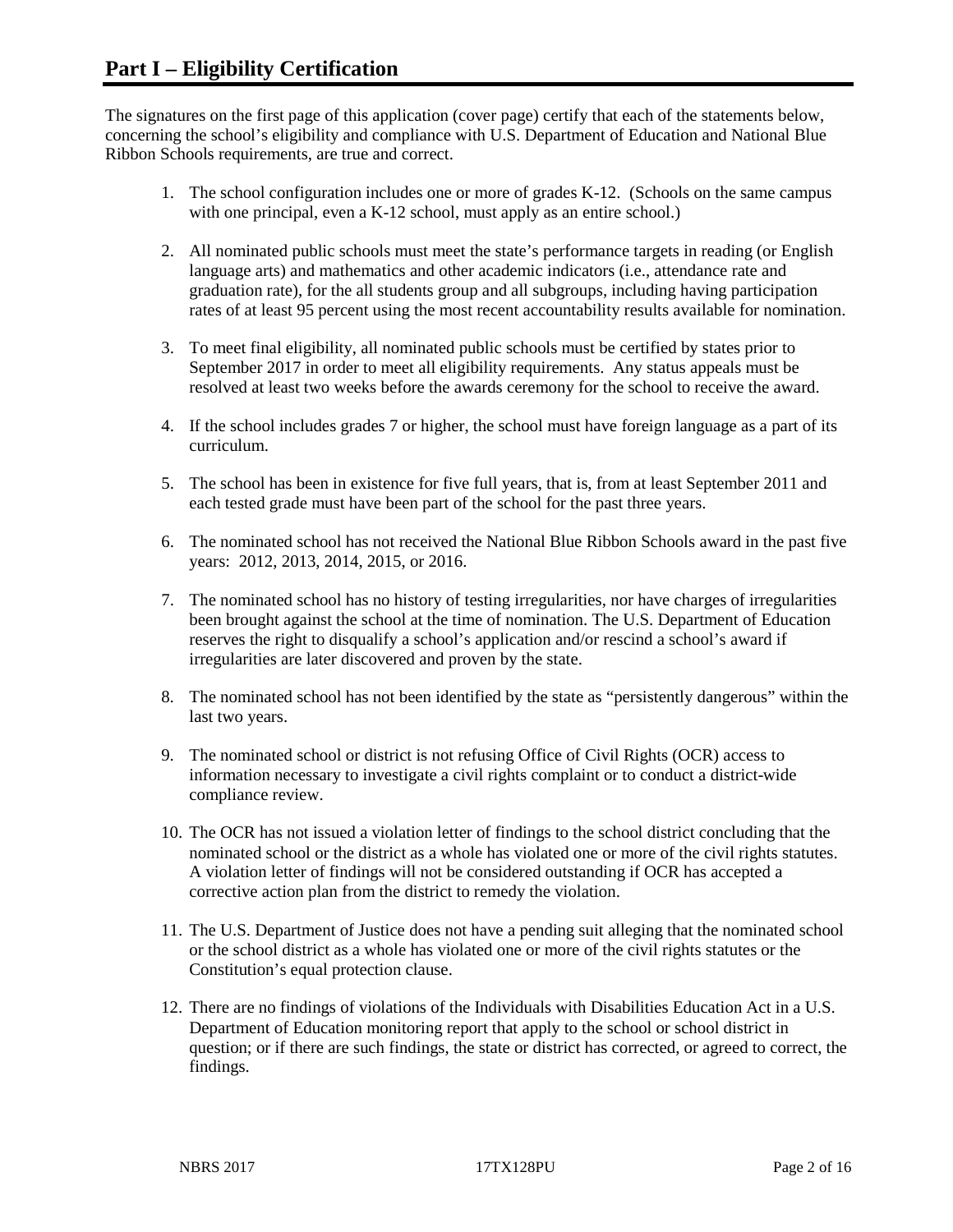# Part I – Eligibility Certification

The signatures on the first page of this application (cover page) certify that each of the statements below, concerning the school's eligibility and compliance with U.S. Department of Education and National Blue Ribbon Schools requirements, are true and correct.

1. The school configuration includes one or more of grades K-12. (Schools on the same campus with one principal, even a K-12 school, must apply as an entire school.)
2. All nominated public schools must meet the state's performance targets in reading (or English language arts) and mathematics and other academic indicators (i.e., attendance rate and graduation rate), for the all students group and all subgroups, including having participation rates of at least 95 percent using the most recent accountability results available for nomination.
3. To meet final eligibility, all nominated public schools must be certified by states prior to September 2017 in order to meet all eligibility requirements. Any status appeals must be resolved at least two weeks before the awards ceremony for the school to receive the award.
4. If the school includes grades 7 or higher, the school must have foreign language as a part of its curriculum.
5. The school has been in existence for five full years, that is, from at least September 2011 and each tested grade must have been part of the school for the past three years.
6. The nominated school has not received the National Blue Ribbon Schools award in the past five years: 2012, 2013, 2014, 2015, or 2016.
7. The nominated school has no history of testing irregularities, nor have charges of irregularities been brought against the school at the time of nomination. The U.S. Department of Education reserves the right to disqualify a school's application and/or rescind a school's award if irregularities are later discovered and proven by the state.
8. The nominated school has not been identified by the state as "persistently dangerous" within the last two years.
9. The nominated school or district is not refusing Office of Civil Rights (OCR) access to information necessary to investigate a civil rights complaint or to conduct a district-wide compliance review.
10. The OCR has not issued a violation letter of findings to the school district concluding that the nominated school or the district as a whole has violated one or more of the civil rights statutes. A violation letter of findings will not be considered outstanding if OCR has accepted a corrective action plan from the district to remedy the violation.
11. The U.S. Department of Justice does not have a pending suit alleging that the nominated school or the school district as a whole has violated one or more of the civil rights statutes or the Constitution's equal protection clause.
12. There are no findings of violations of the Individuals with Disabilities Education Act in a U.S. Department of Education monitoring report that apply to the school or school district in question; or if there are such findings, the state or district has corrected, or agreed to correct, the findings.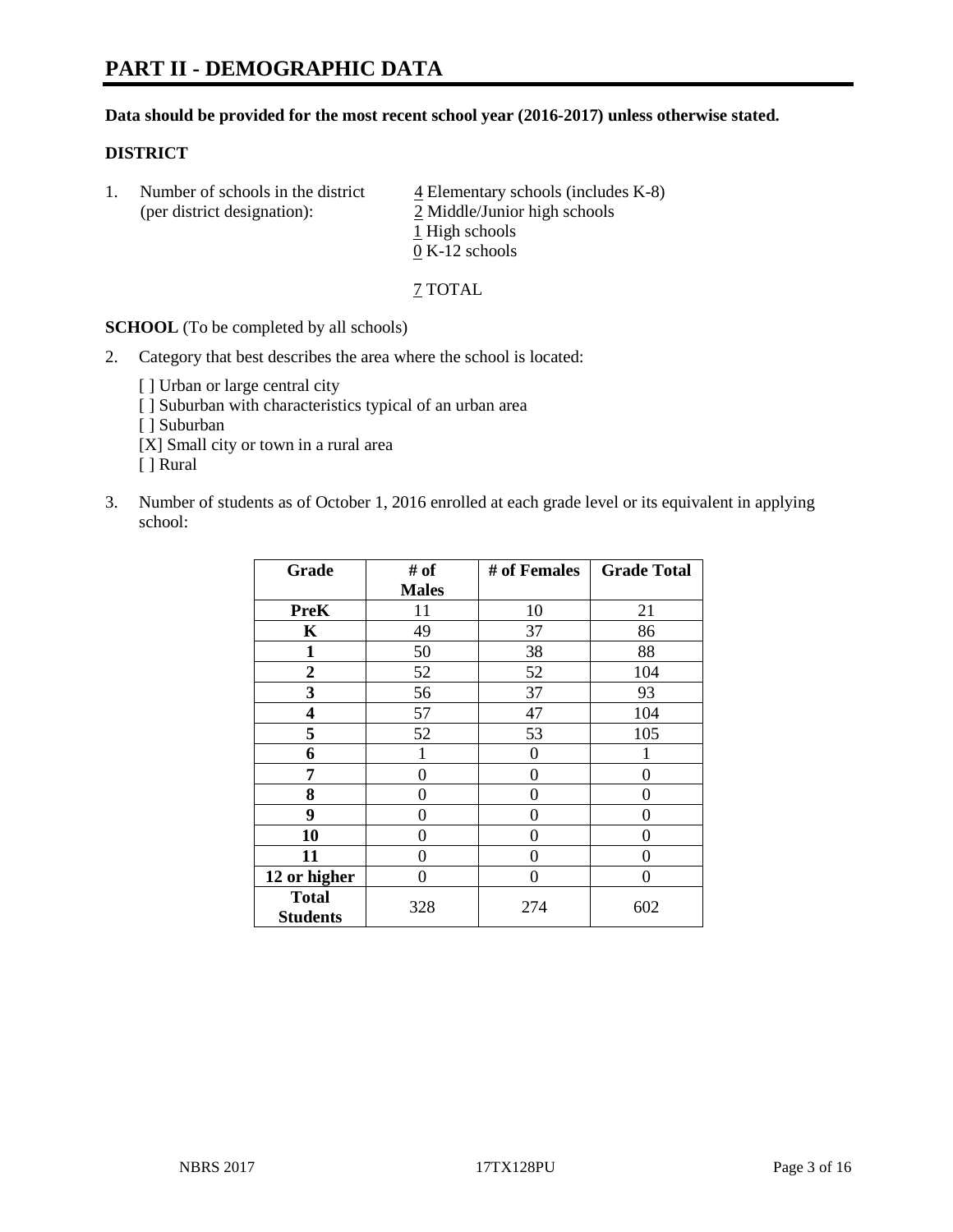# PART II - DEMOGRAPHIC DATA

**Data should be provided for the most recent school year (2016-2017) unless otherwise stated.**

**DISTRICT**

1. Number of schools in the district (per district designation):
   4 Elementary schools (includes K-8)
   2 Middle/Junior high schools
   1 High schools
   0 K-12 schools

   7 TOTAL

**SCHOOL** (To be completed by all schools)

2. Category that best describes the area where the school is located:

   [ ] Urban or large central city
   [ ] Suburban with characteristics typical of an urban area
   [ ] Suburban
   [X] Small city or town in a rural area
   [ ] Rural

3. Number of students as of October 1, 2016 enrolled at each grade level or its equivalent in applying school:

| Grade | # of Males | # of Females | Grade Total |
|---|---|---|---|
| PreK | 11 | 10 | 21 |
| K | 49 | 37 | 86 |
| 1 | 50 | 38 | 88 |
| 2 | 52 | 52 | 104 |
| 3 | 56 | 37 | 93 |
| 4 | 57 | 47 | 104 |
| 5 | 52 | 53 | 105 |
| 6 | 1 | 0 | 1 |
| 7 | 0 | 0 | 0 |
| 8 | 0 | 0 | 0 |
| 9 | 0 | 0 | 0 |
| 10 | 0 | 0 | 0 |
| 11 | 0 | 0 | 0 |
| 12 or higher | 0 | 0 | 0 |
| Total Students | 328 | 274 | 602 |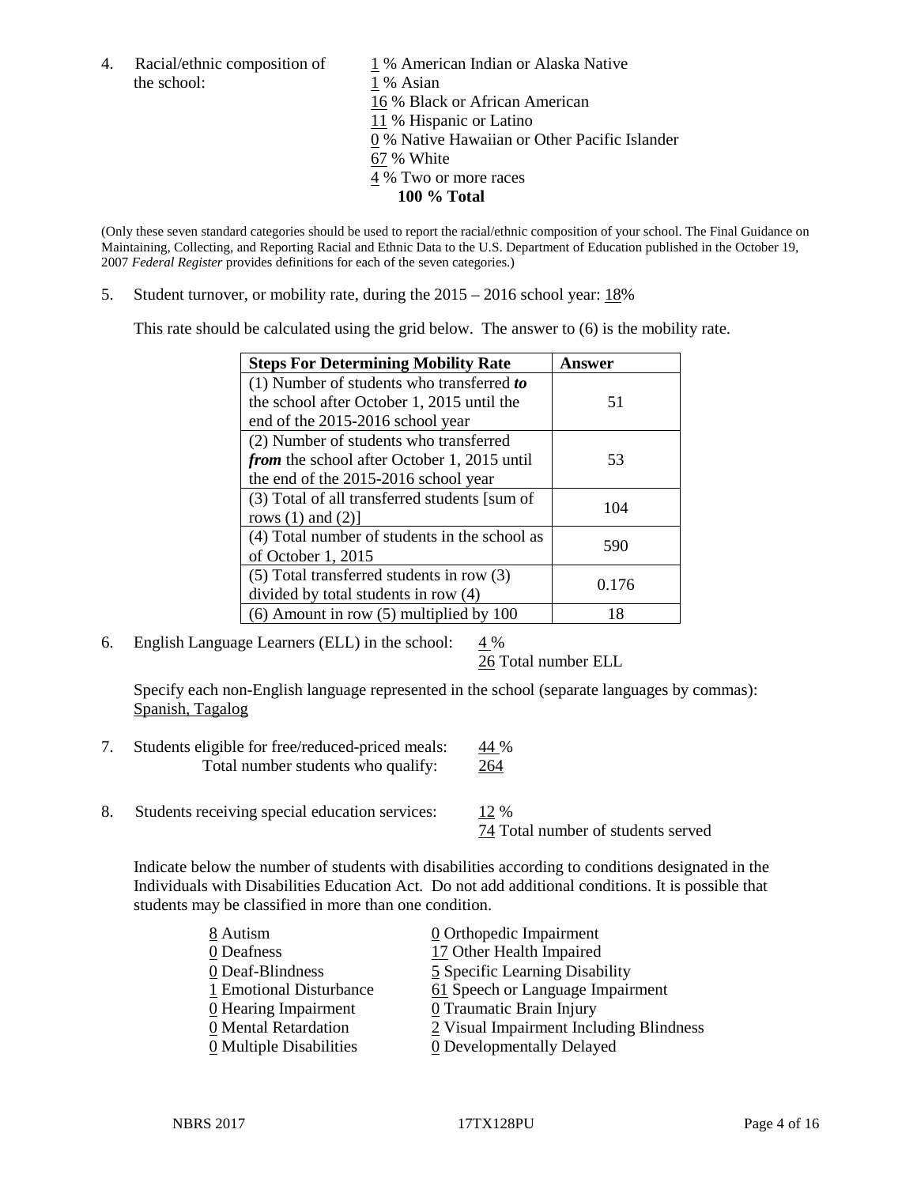4. Racial/ethnic composition of the school:

   1 % American Indian or Alaska Native
   1 % Asian
   16 % Black or African American
   11 % Hispanic or Latino
   0 % Native Hawaiian or Other Pacific Islander
   67 % White
   4 % Two or more races
   **100 % Total**

(Only these seven standard categories should be used to report the racial/ethnic composition of your school. The Final Guidance on Maintaining, Collecting, and Reporting Racial and Ethnic Data to the U.S. Department of Education published in the October 19, 2007 *Federal Register* provides definitions for each of the seven categories.)

5. Student turnover, or mobility rate, during the 2015 – 2016 school year: 18%

   This rate should be calculated using the grid below. The answer to (6) is the mobility rate.

| **Steps For Determining Mobility Rate** | **Answer** |
|---|---|
| (1) Number of students who transferred ***to*** the school after October 1, 2015 until the end of the 2015-2016 school year | 51 |
| (2) Number of students who transferred ***from*** the school after October 1, 2015 until the end of the 2015-2016 school year | 53 |
| (3) Total of all transferred students [sum of rows (1) and (2)] | 104 |
| (4) Total number of students in the school as of October 1, 2015 | 590 |
| (5) Total transferred students in row (3) divided by total students in row (4) | 0.176 |
| (6) Amount in row (5) multiplied by 100 | 18 |

6. English Language Learners (ELL) in the school: 4 %
   26 Total number ELL

   Specify each non-English language represented in the school (separate languages by commas):
   Spanish, Tagalog

7. Students eligible for free/reduced-priced meals: 44 %
   Total number students who qualify: 264

8. Students receiving special education services: 12 %
   74 Total number of students served

   Indicate below the number of students with disabilities according to conditions designated in the Individuals with Disabilities Education Act. Do not add additional conditions. It is possible that students may be classified in more than one condition.

   8 Autism
   0 Deafness
   0 Deaf-Blindness
   1 Emotional Disturbance
   0 Hearing Impairment
   0 Mental Retardation
   0 Multiple Disabilities
   0 Orthopedic Impairment
   17 Other Health Impaired
   5 Specific Learning Disability
   61 Speech or Language Impairment
   0 Traumatic Brain Injury
   2 Visual Impairment Including Blindness
   0 Developmentally Delayed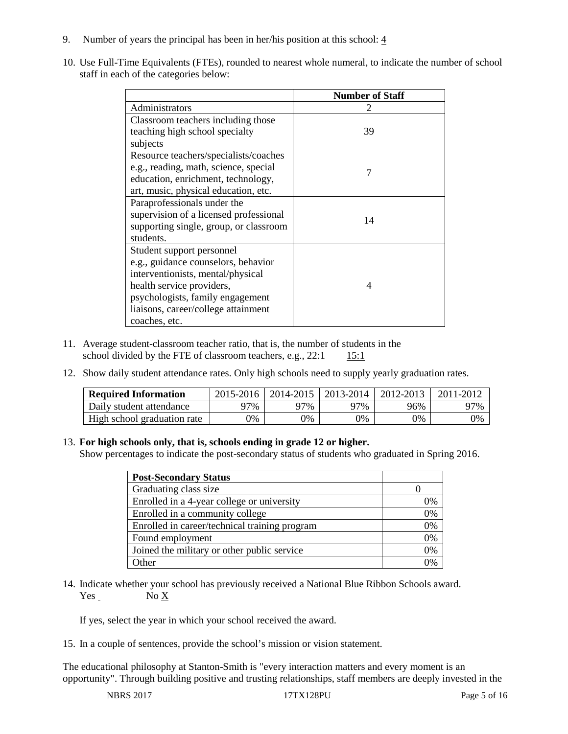9. Number of years the principal has been in her/his position at this school: 4

10. Use Full-Time Equivalents (FTEs), rounded to nearest whole numeral, to indicate the number of school staff in each of the categories below:

| | Number of Staff |
|---|---|
| Administrators | 2 |
| Classroom teachers including those teaching high school specialty subjects | 39 |
| Resource teachers/specialists/coaches e.g., reading, math, science, special education, enrichment, technology, art, music, physical education, etc. | 7 |
| Paraprofessionals under the supervision of a licensed professional supporting single, group, or classroom students. | 14 |
| Student support personnel e.g., guidance counselors, behavior interventionists, mental/physical health service providers, psychologists, family engagement liaisons, career/college attainment coaches, etc. | 4 |

11. Average student-classroom teacher ratio, that is, the number of students in the school divided by the FTE of classroom teachers, e.g., 22:1 15:1

12. Show daily student attendance rates. Only high schools need to supply yearly graduation rates.

| Required Information | 2015-2016 | 2014-2015 | 2013-2014 | 2012-2013 | 2011-2012 |
|---|---|---|---|---|---|
| Daily student attendance | 97% | 97% | 97% | 96% | 97% |
| High school graduation rate | 0% | 0% | 0% | 0% | 0% |

13. **For high schools only, that is, schools ending in grade 12 or higher.**
Show percentages to indicate the post-secondary status of students who graduated in Spring 2016.

| Post-Secondary Status | |
|---|---|
| Graduating class size | 0 |
| Enrolled in a 4-year college or university | 0% |
| Enrolled in a community college | 0% |
| Enrolled in career/technical training program | 0% |
| Found employment | 0% |
| Joined the military or other public service | 0% |
| Other | 0% |

14. Indicate whether your school has previously received a National Blue Ribbon Schools award.
Yes No X

If yes, select the year in which your school received the award.

15. In a couple of sentences, provide the school's mission or vision statement.

The educational philosophy at Stanton-Smith is "every interaction matters and every moment is an opportunity". Through building positive and trusting relationships, staff members are deeply invested in the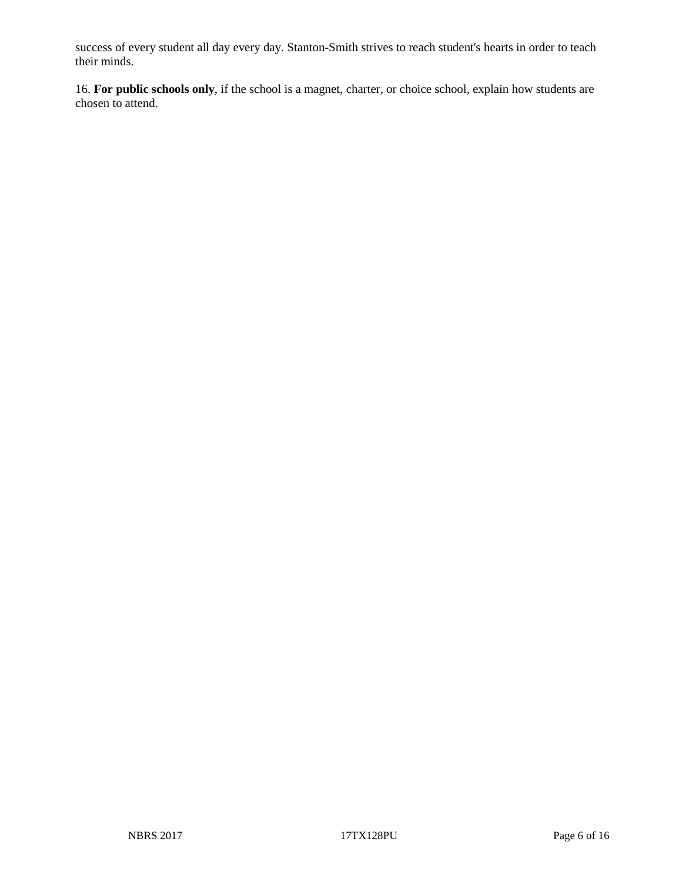success of every student all day every day. Stanton-Smith strives to reach student's hearts in order to teach their minds.

16. **For public schools only**, if the school is a magnet, charter, or choice school, explain how students are chosen to attend.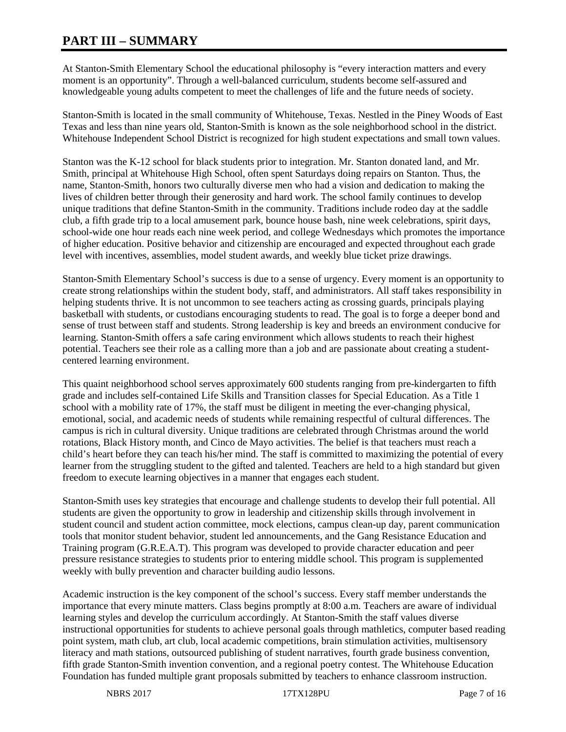# PART III – SUMMARY

At Stanton-Smith Elementary School the educational philosophy is "every interaction matters and every moment is an opportunity". Through a well-balanced curriculum, students become self-assured and knowledgeable young adults competent to meet the challenges of life and the future needs of society.

Stanton-Smith is located in the small community of Whitehouse, Texas. Nestled in the Piney Woods of East Texas and less than nine years old, Stanton-Smith is known as the sole neighborhood school in the district. Whitehouse Independent School District is recognized for high student expectations and small town values.

Stanton was the K-12 school for black students prior to integration. Mr. Stanton donated land, and Mr. Smith, principal at Whitehouse High School, often spent Saturdays doing repairs on Stanton. Thus, the name, Stanton-Smith, honors two culturally diverse men who had a vision and dedication to making the lives of children better through their generosity and hard work. The school family continues to develop unique traditions that define Stanton-Smith in the community. Traditions include rodeo day at the saddle club, a fifth grade trip to a local amusement park, bounce house bash, nine week celebrations, spirit days, school-wide one hour reads each nine week period, and college Wednesdays which promotes the importance of higher education. Positive behavior and citizenship are encouraged and expected throughout each grade level with incentives, assemblies, model student awards, and weekly blue ticket prize drawings.

Stanton-Smith Elementary School's success is due to a sense of urgency. Every moment is an opportunity to create strong relationships within the student body, staff, and administrators. All staff takes responsibility in helping students thrive. It is not uncommon to see teachers acting as crossing guards, principals playing basketball with students, or custodians encouraging students to read. The goal is to forge a deeper bond and sense of trust between staff and students. Strong leadership is key and breeds an environment conducive for learning. Stanton-Smith offers a safe caring environment which allows students to reach their highest potential. Teachers see their role as a calling more than a job and are passionate about creating a student-centered learning environment.

This quaint neighborhood school serves approximately 600 students ranging from pre-kindergarten to fifth grade and includes self-contained Life Skills and Transition classes for Special Education. As a Title 1 school with a mobility rate of 17%, the staff must be diligent in meeting the ever-changing physical, emotional, social, and academic needs of students while remaining respectful of cultural differences. The campus is rich in cultural diversity. Unique traditions are celebrated through Christmas around the world rotations, Black History month, and Cinco de Mayo activities. The belief is that teachers must reach a child's heart before they can teach his/her mind. The staff is committed to maximizing the potential of every learner from the struggling student to the gifted and talented. Teachers are held to a high standard but given freedom to execute learning objectives in a manner that engages each student.

Stanton-Smith uses key strategies that encourage and challenge students to develop their full potential. All students are given the opportunity to grow in leadership and citizenship skills through involvement in student council and student action committee, mock elections, campus clean-up day, parent communication tools that monitor student behavior, student led announcements, and the Gang Resistance Education and Training program (G.R.E.A.T). This program was developed to provide character education and peer pressure resistance strategies to students prior to entering middle school. This program is supplemented weekly with bully prevention and character building audio lessons.

Academic instruction is the key component of the school's success. Every staff member understands the importance that every minute matters. Class begins promptly at 8:00 a.m. Teachers are aware of individual learning styles and develop the curriculum accordingly. At Stanton-Smith the staff values diverse instructional opportunities for students to achieve personal goals through mathletics, computer based reading point system, math club, art club, local academic competitions, brain stimulation activities, multisensory literacy and math stations, outsourced publishing of student narratives, fourth grade business convention, fifth grade Stanton-Smith invention convention, and a regional poetry contest. The Whitehouse Education Foundation has funded multiple grant proposals submitted by teachers to enhance classroom instruction.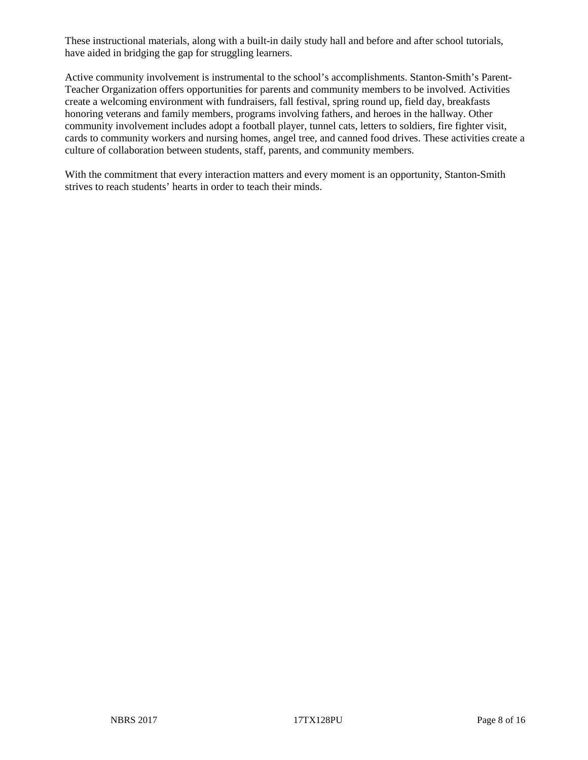These instructional materials, along with a built-in daily study hall and before and after school tutorials, have aided in bridging the gap for struggling learners.

Active community involvement is instrumental to the school's accomplishments. Stanton-Smith's Parent-Teacher Organization offers opportunities for parents and community members to be involved. Activities create a welcoming environment with fundraisers, fall festival, spring round up, field day, breakfasts honoring veterans and family members, programs involving fathers, and heroes in the hallway. Other community involvement includes adopt a football player, tunnel cats, letters to soldiers, fire fighter visit, cards to community workers and nursing homes, angel tree, and canned food drives. These activities create a culture of collaboration between students, staff, parents, and community members.

With the commitment that every interaction matters and every moment is an opportunity, Stanton-Smith strives to reach students' hearts in order to teach their minds.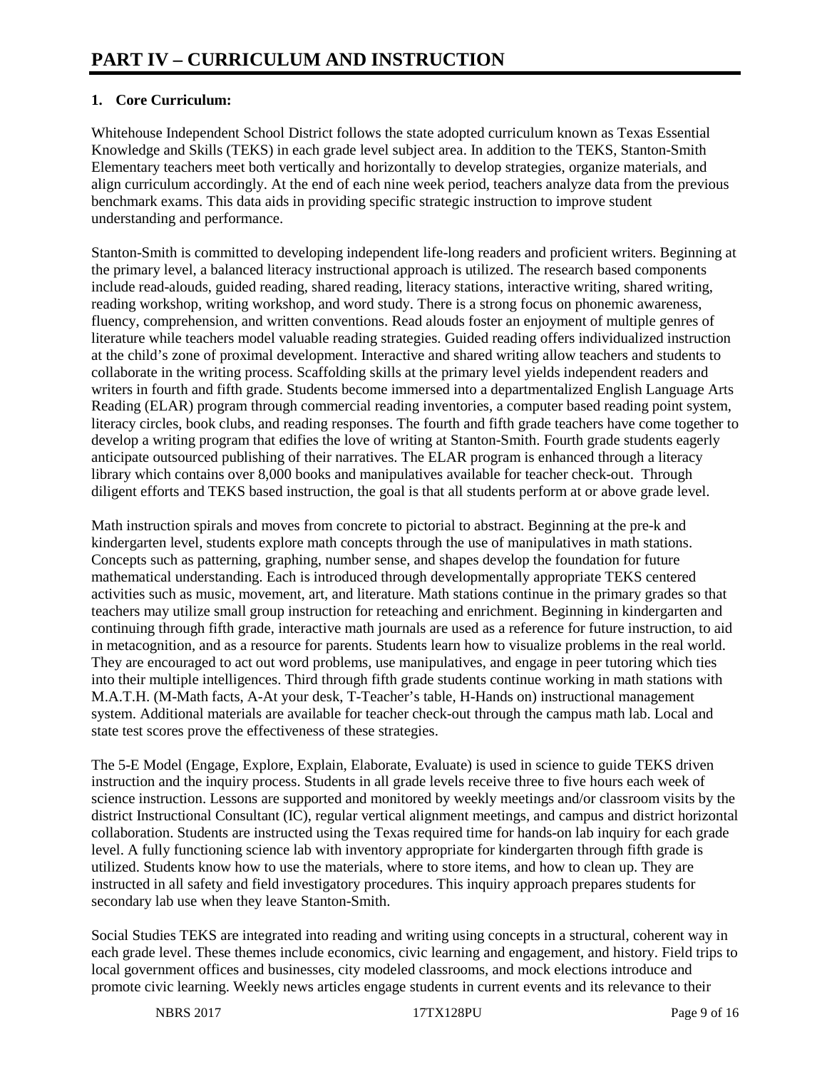# PART IV – CURRICULUM AND INSTRUCTION

**1. Core Curriculum:**

Whitehouse Independent School District follows the state adopted curriculum known as Texas Essential Knowledge and Skills (TEKS) in each grade level subject area. In addition to the TEKS, Stanton-Smith Elementary teachers meet both vertically and horizontally to develop strategies, organize materials, and align curriculum accordingly. At the end of each nine week period, teachers analyze data from the previous benchmark exams. This data aids in providing specific strategic instruction to improve student understanding and performance.

Stanton-Smith is committed to developing independent life-long readers and proficient writers. Beginning at the primary level, a balanced literacy instructional approach is utilized. The research based components include read-alouds, guided reading, shared reading, literacy stations, interactive writing, shared writing, reading workshop, writing workshop, and word study. There is a strong focus on phonemic awareness, fluency, comprehension, and written conventions. Read alouds foster an enjoyment of multiple genres of literature while teachers model valuable reading strategies. Guided reading offers individualized instruction at the child's zone of proximal development. Interactive and shared writing allow teachers and students to collaborate in the writing process. Scaffolding skills at the primary level yields independent readers and writers in fourth and fifth grade. Students become immersed into a departmentalized English Language Arts Reading (ELAR) program through commercial reading inventories, a computer based reading point system, literacy circles, book clubs, and reading responses. The fourth and fifth grade teachers have come together to develop a writing program that edifies the love of writing at Stanton-Smith. Fourth grade students eagerly anticipate outsourced publishing of their narratives. The ELAR program is enhanced through a literacy library which contains over 8,000 books and manipulatives available for teacher check-out. Through diligent efforts and TEKS based instruction, the goal is that all students perform at or above grade level.

Math instruction spirals and moves from concrete to pictorial to abstract. Beginning at the pre-k and kindergarten level, students explore math concepts through the use of manipulatives in math stations. Concepts such as patterning, graphing, number sense, and shapes develop the foundation for future mathematical understanding. Each is introduced through developmentally appropriate TEKS centered activities such as music, movement, art, and literature. Math stations continue in the primary grades so that teachers may utilize small group instruction for reteaching and enrichment. Beginning in kindergarten and continuing through fifth grade, interactive math journals are used as a reference for future instruction, to aid in metacognition, and as a resource for parents. Students learn how to visualize problems in the real world. They are encouraged to act out word problems, use manipulatives, and engage in peer tutoring which ties into their multiple intelligences. Third through fifth grade students continue working in math stations with M.A.T.H. (M-Math facts, A-At your desk, T-Teacher's table, H-Hands on) instructional management system. Additional materials are available for teacher check-out through the campus math lab. Local and state test scores prove the effectiveness of these strategies.

The 5-E Model (Engage, Explore, Explain, Elaborate, Evaluate) is used in science to guide TEKS driven instruction and the inquiry process. Students in all grade levels receive three to five hours each week of science instruction. Lessons are supported and monitored by weekly meetings and/or classroom visits by the district Instructional Consultant (IC), regular vertical alignment meetings, and campus and district horizontal collaboration. Students are instructed using the Texas required time for hands-on lab inquiry for each grade level. A fully functioning science lab with inventory appropriate for kindergarten through fifth grade is utilized. Students know how to use the materials, where to store items, and how to clean up. They are instructed in all safety and field investigatory procedures. This inquiry approach prepares students for secondary lab use when they leave Stanton-Smith.

Social Studies TEKS are integrated into reading and writing using concepts in a structural, coherent way in each grade level. These themes include economics, civic learning and engagement, and history. Field trips to local government offices and businesses, city modeled classrooms, and mock elections introduce and promote civic learning. Weekly news articles engage students in current events and its relevance to their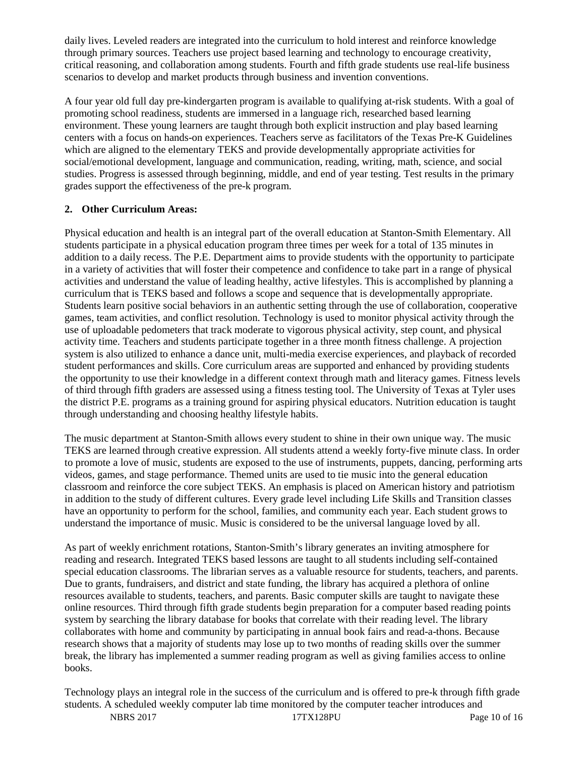daily lives. Leveled readers are integrated into the curriculum to hold interest and reinforce knowledge through primary sources. Teachers use project based learning and technology to encourage creativity, critical reasoning, and collaboration among students. Fourth and fifth grade students use real-life business scenarios to develop and market products through business and invention conventions.

A four year old full day pre-kindergarten program is available to qualifying at-risk students. With a goal of promoting school readiness, students are immersed in a language rich, researched based learning environment. These young learners are taught through both explicit instruction and play based learning centers with a focus on hands-on experiences. Teachers serve as facilitators of the Texas Pre-K Guidelines which are aligned to the elementary TEKS and provide developmentally appropriate activities for social/emotional development, language and communication, reading, writing, math, science, and social studies. Progress is assessed through beginning, middle, and end of year testing. Test results in the primary grades support the effectiveness of the pre-k program.

**2. Other Curriculum Areas:**

Physical education and health is an integral part of the overall education at Stanton-Smith Elementary. All students participate in a physical education program three times per week for a total of 135 minutes in addition to a daily recess. The P.E. Department aims to provide students with the opportunity to participate in a variety of activities that will foster their competence and confidence to take part in a range of physical activities and understand the value of leading healthy, active lifestyles. This is accomplished by planning a curriculum that is TEKS based and follows a scope and sequence that is developmentally appropriate. Students learn positive social behaviors in an authentic setting through the use of collaboration, cooperative games, team activities, and conflict resolution. Technology is used to monitor physical activity through the use of uploadable pedometers that track moderate to vigorous physical activity, step count, and physical activity time. Teachers and students participate together in a three month fitness challenge. A projection system is also utilized to enhance a dance unit, multi-media exercise experiences, and playback of recorded student performances and skills. Core curriculum areas are supported and enhanced by providing students the opportunity to use their knowledge in a different context through math and literacy games. Fitness levels of third through fifth graders are assessed using a fitness testing tool. The University of Texas at Tyler uses the district P.E. programs as a training ground for aspiring physical educators. Nutrition education is taught through understanding and choosing healthy lifestyle habits.

The music department at Stanton-Smith allows every student to shine in their own unique way. The music TEKS are learned through creative expression. All students attend a weekly forty-five minute class. In order to promote a love of music, students are exposed to the use of instruments, puppets, dancing, performing arts videos, games, and stage performance. Themed units are used to tie music into the general education classroom and reinforce the core subject TEKS. An emphasis is placed on American history and patriotism in addition to the study of different cultures. Every grade level including Life Skills and Transition classes have an opportunity to perform for the school, families, and community each year. Each student grows to understand the importance of music. Music is considered to be the universal language loved by all.

As part of weekly enrichment rotations, Stanton-Smith's library generates an inviting atmosphere for reading and research. Integrated TEKS based lessons are taught to all students including self-contained special education classrooms. The librarian serves as a valuable resource for students, teachers, and parents. Due to grants, fundraisers, and district and state funding, the library has acquired a plethora of online resources available to students, teachers, and parents. Basic computer skills are taught to navigate these online resources. Third through fifth grade students begin preparation for a computer based reading points system by searching the library database for books that correlate with their reading level. The library collaborates with home and community by participating in annual book fairs and read-a-thons. Because research shows that a majority of students may lose up to two months of reading skills over the summer break, the library has implemented a summer reading program as well as giving families access to online books.

Technology plays an integral role in the success of the curriculum and is offered to pre-k through fifth grade students. A scheduled weekly computer lab time monitored by the computer teacher introduces and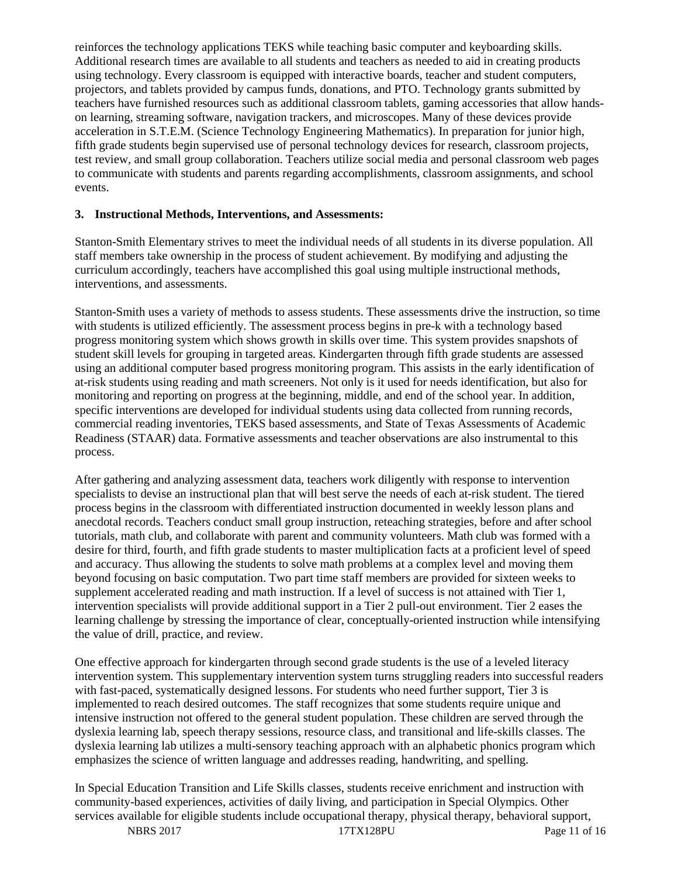reinforces the technology applications TEKS while teaching basic computer and keyboarding skills. Additional research times are available to all students and teachers as needed to aid in creating products using technology. Every classroom is equipped with interactive boards, teacher and student computers, projectors, and tablets provided by campus funds, donations, and PTO. Technology grants submitted by teachers have furnished resources such as additional classroom tablets, gaming accessories that allow hands-on learning, streaming software, navigation trackers, and microscopes. Many of these devices provide acceleration in S.T.E.M. (Science Technology Engineering Mathematics). In preparation for junior high, fifth grade students begin supervised use of personal technology devices for research, classroom projects, test review, and small group collaboration. Teachers utilize social media and personal classroom web pages to communicate with students and parents regarding accomplishments, classroom assignments, and school events.

**3. Instructional Methods, Interventions, and Assessments:**

Stanton-Smith Elementary strives to meet the individual needs of all students in its diverse population. All staff members take ownership in the process of student achievement. By modifying and adjusting the curriculum accordingly, teachers have accomplished this goal using multiple instructional methods, interventions, and assessments.

Stanton-Smith uses a variety of methods to assess students. These assessments drive the instruction, so time with students is utilized efficiently. The assessment process begins in pre-k with a technology based progress monitoring system which shows growth in skills over time. This system provides snapshots of student skill levels for grouping in targeted areas. Kindergarten through fifth grade students are assessed using an additional computer based progress monitoring program. This assists in the early identification of at-risk students using reading and math screeners. Not only is it used for needs identification, but also for monitoring and reporting on progress at the beginning, middle, and end of the school year. In addition, specific interventions are developed for individual students using data collected from running records, commercial reading inventories, TEKS based assessments, and State of Texas Assessments of Academic Readiness (STAAR) data. Formative assessments and teacher observations are also instrumental to this process.

After gathering and analyzing assessment data, teachers work diligently with response to intervention specialists to devise an instructional plan that will best serve the needs of each at-risk student. The tiered process begins in the classroom with differentiated instruction documented in weekly lesson plans and anecdotal records. Teachers conduct small group instruction, reteaching strategies, before and after school tutorials, math club, and collaborate with parent and community volunteers. Math club was formed with a desire for third, fourth, and fifth grade students to master multiplication facts at a proficient level of speed and accuracy. Thus allowing the students to solve math problems at a complex level and moving them beyond focusing on basic computation. Two part time staff members are provided for sixteen weeks to supplement accelerated reading and math instruction. If a level of success is not attained with Tier 1, intervention specialists will provide additional support in a Tier 2 pull-out environment. Tier 2 eases the learning challenge by stressing the importance of clear, conceptually-oriented instruction while intensifying the value of drill, practice, and review.

One effective approach for kindergarten through second grade students is the use of a leveled literacy intervention system. This supplementary intervention system turns struggling readers into successful readers with fast-paced, systematically designed lessons. For students who need further support, Tier 3 is implemented to reach desired outcomes. The staff recognizes that some students require unique and intensive instruction not offered to the general student population. These children are served through the dyslexia learning lab, speech therapy sessions, resource class, and transitional and life-skills classes. The dyslexia learning lab utilizes a multi-sensory teaching approach with an alphabetic phonics program which emphasizes the science of written language and addresses reading, handwriting, and spelling.

In Special Education Transition and Life Skills classes, students receive enrichment and instruction with community-based experiences, activities of daily living, and participation in Special Olympics. Other services available for eligible students include occupational therapy, physical therapy, behavioral support,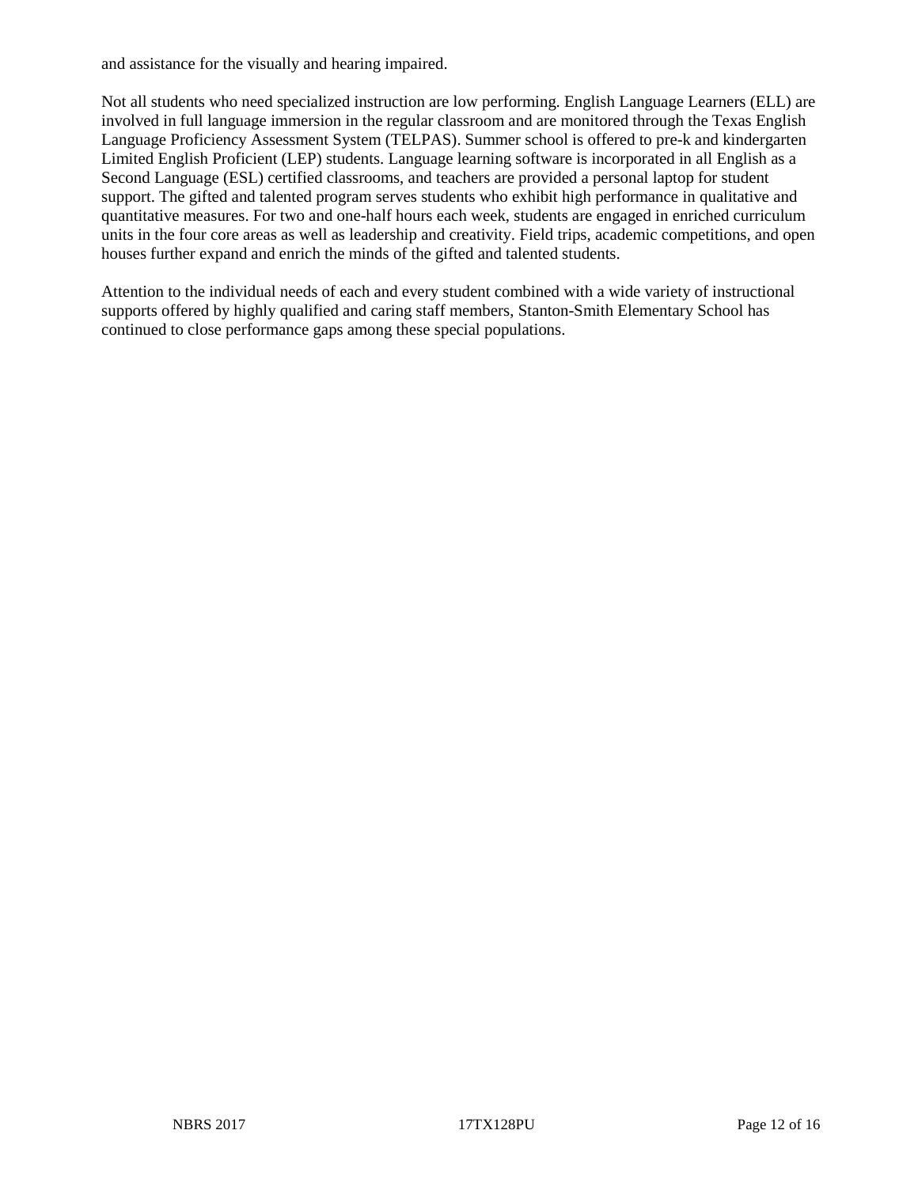and assistance for the visually and hearing impaired.

Not all students who need specialized instruction are low performing. English Language Learners (ELL) are involved in full language immersion in the regular classroom and are monitored through the Texas English Language Proficiency Assessment System (TELPAS). Summer school is offered to pre-k and kindergarten Limited English Proficient (LEP) students. Language learning software is incorporated in all English as a Second Language (ESL) certified classrooms, and teachers are provided a personal laptop for student support. The gifted and talented program serves students who exhibit high performance in qualitative and quantitative measures. For two and one-half hours each week, students are engaged in enriched curriculum units in the four core areas as well as leadership and creativity. Field trips, academic competitions, and open houses further expand and enrich the minds of the gifted and talented students.

Attention to the individual needs of each and every student combined with a wide variety of instructional supports offered by highly qualified and caring staff members, Stanton-Smith Elementary School has continued to close performance gaps among these special populations.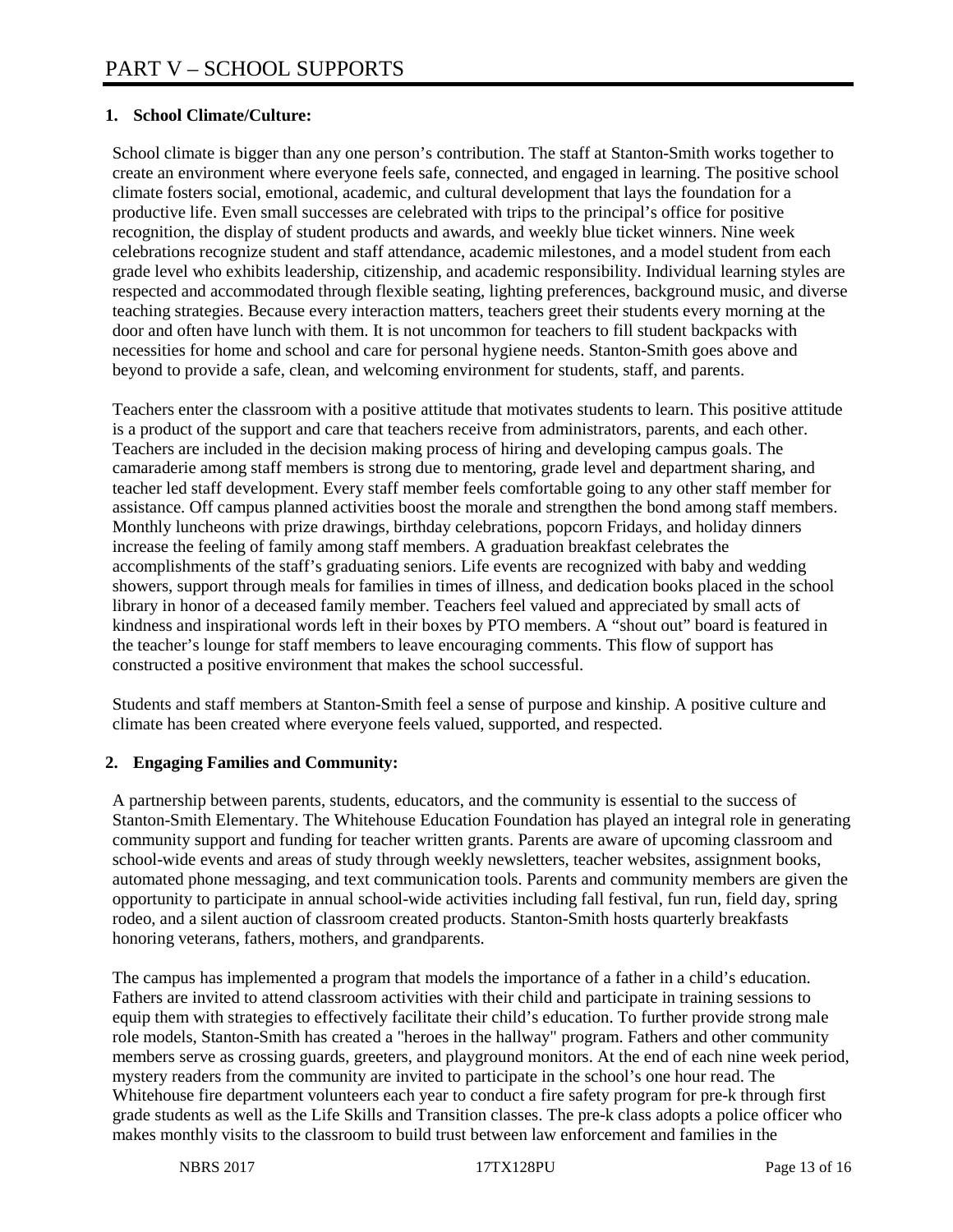# PART V – SCHOOL SUPPORTS

**1. School Climate/Culture:**

School climate is bigger than any one person's contribution. The staff at Stanton-Smith works together to create an environment where everyone feels safe, connected, and engaged in learning. The positive school climate fosters social, emotional, academic, and cultural development that lays the foundation for a productive life. Even small successes are celebrated with trips to the principal's office for positive recognition, the display of student products and awards, and weekly blue ticket winners. Nine week celebrations recognize student and staff attendance, academic milestones, and a model student from each grade level who exhibits leadership, citizenship, and academic responsibility. Individual learning styles are respected and accommodated through flexible seating, lighting preferences, background music, and diverse teaching strategies. Because every interaction matters, teachers greet their students every morning at the door and often have lunch with them. It is not uncommon for teachers to fill student backpacks with necessities for home and school and care for personal hygiene needs. Stanton-Smith goes above and beyond to provide a safe, clean, and welcoming environment for students, staff, and parents.

Teachers enter the classroom with a positive attitude that motivates students to learn. This positive attitude is a product of the support and care that teachers receive from administrators, parents, and each other. Teachers are included in the decision making process of hiring and developing campus goals. The camaraderie among staff members is strong due to mentoring, grade level and department sharing, and teacher led staff development. Every staff member feels comfortable going to any other staff member for assistance. Off campus planned activities boost the morale and strengthen the bond among staff members. Monthly luncheons with prize drawings, birthday celebrations, popcorn Fridays, and holiday dinners increase the feeling of family among staff members. A graduation breakfast celebrates the accomplishments of the staff's graduating seniors. Life events are recognized with baby and wedding showers, support through meals for families in times of illness, and dedication books placed in the school library in honor of a deceased family member. Teachers feel valued and appreciated by small acts of kindness and inspirational words left in their boxes by PTO members. A "shout out" board is featured in the teacher's lounge for staff members to leave encouraging comments. This flow of support has constructed a positive environment that makes the school successful.

Students and staff members at Stanton-Smith feel a sense of purpose and kinship. A positive culture and climate has been created where everyone feels valued, supported, and respected.

**2. Engaging Families and Community:**

A partnership between parents, students, educators, and the community is essential to the success of Stanton-Smith Elementary. The Whitehouse Education Foundation has played an integral role in generating community support and funding for teacher written grants. Parents are aware of upcoming classroom and school-wide events and areas of study through weekly newsletters, teacher websites, assignment books, automated phone messaging, and text communication tools. Parents and community members are given the opportunity to participate in annual school-wide activities including fall festival, fun run, field day, spring rodeo, and a silent auction of classroom created products. Stanton-Smith hosts quarterly breakfasts honoring veterans, fathers, mothers, and grandparents.

The campus has implemented a program that models the importance of a father in a child's education. Fathers are invited to attend classroom activities with their child and participate in training sessions to equip them with strategies to effectively facilitate their child's education. To further provide strong male role models, Stanton-Smith has created a "heroes in the hallway" program. Fathers and other community members serve as crossing guards, greeters, and playground monitors. At the end of each nine week period, mystery readers from the community are invited to participate in the school's one hour read. The Whitehouse fire department volunteers each year to conduct a fire safety program for pre-k through first grade students as well as the Life Skills and Transition classes. The pre-k class adopts a police officer who makes monthly visits to the classroom to build trust between law enforcement and families in the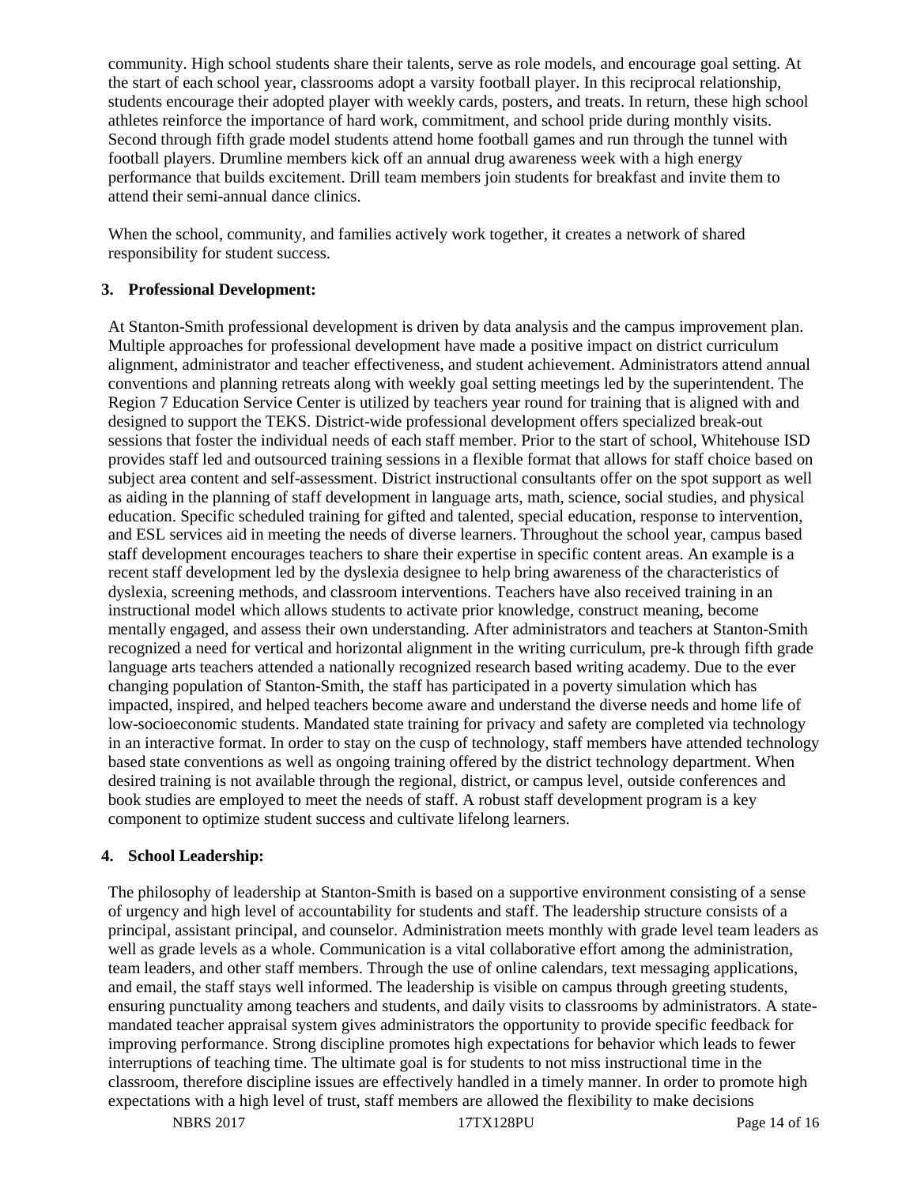community. High school students share their talents, serve as role models, and encourage goal setting. At the start of each school year, classrooms adopt a varsity football player. In this reciprocal relationship, students encourage their adopted player with weekly cards, posters, and treats. In return, these high school athletes reinforce the importance of hard work, commitment, and school pride during monthly visits. Second through fifth grade model students attend home football games and run through the tunnel with football players. Drumline members kick off an annual drug awareness week with a high energy performance that builds excitement. Drill team members join students for breakfast and invite them to attend their semi-annual dance clinics.

When the school, community, and families actively work together, it creates a network of shared responsibility for student success.

### 3. Professional Development:

At Stanton-Smith professional development is driven by data analysis and the campus improvement plan. Multiple approaches for professional development have made a positive impact on district curriculum alignment, administrator and teacher effectiveness, and student achievement. Administrators attend annual conventions and planning retreats along with weekly goal setting meetings led by the superintendent. The Region 7 Education Service Center is utilized by teachers year round for training that is aligned with and designed to support the TEKS. District-wide professional development offers specialized break-out sessions that foster the individual needs of each staff member. Prior to the start of school, Whitehouse ISD provides staff led and outsourced training sessions in a flexible format that allows for staff choice based on subject area content and self-assessment. District instructional consultants offer on the spot support as well as aiding in the planning of staff development in language arts, math, science, social studies, and physical education. Specific scheduled training for gifted and talented, special education, response to intervention, and ESL services aid in meeting the needs of diverse learners. Throughout the school year, campus based staff development encourages teachers to share their expertise in specific content areas. An example is a recent staff development led by the dyslexia designee to help bring awareness of the characteristics of dyslexia, screening methods, and classroom interventions. Teachers have also received training in an instructional model which allows students to activate prior knowledge, construct meaning, become mentally engaged, and assess their own understanding. After administrators and teachers at Stanton-Smith recognized a need for vertical and horizontal alignment in the writing curriculum, pre-k through fifth grade language arts teachers attended a nationally recognized research based writing academy. Due to the ever changing population of Stanton-Smith, the staff has participated in a poverty simulation which has impacted, inspired, and helped teachers become aware and understand the diverse needs and home life of low-socioeconomic students. Mandated state training for privacy and safety are completed via technology in an interactive format. In order to stay on the cusp of technology, staff members have attended technology based state conventions as well as ongoing training offered by the district technology department. When desired training is not available through the regional, district, or campus level, outside conferences and book studies are employed to meet the needs of staff. A robust staff development program is a key component to optimize student success and cultivate lifelong learners.

### 4. School Leadership:

The philosophy of leadership at Stanton-Smith is based on a supportive environment consisting of a sense of urgency and high level of accountability for students and staff. The leadership structure consists of a principal, assistant principal, and counselor. Administration meets monthly with grade level team leaders as well as grade levels as a whole. Communication is a vital collaborative effort among the administration, team leaders, and other staff members. Through the use of online calendars, text messaging applications, and email, the staff stays well informed. The leadership is visible on campus through greeting students, ensuring punctuality among teachers and students, and daily visits to classrooms by administrators. A state-mandated teacher appraisal system gives administrators the opportunity to provide specific feedback for improving performance. Strong discipline promotes high expectations for behavior which leads to fewer interruptions of teaching time. The ultimate goal is for students to not miss instructional time in the classroom, therefore discipline issues are effectively handled in a timely manner. In order to promote high expectations with a high level of trust, staff members are allowed the flexibility to make decisions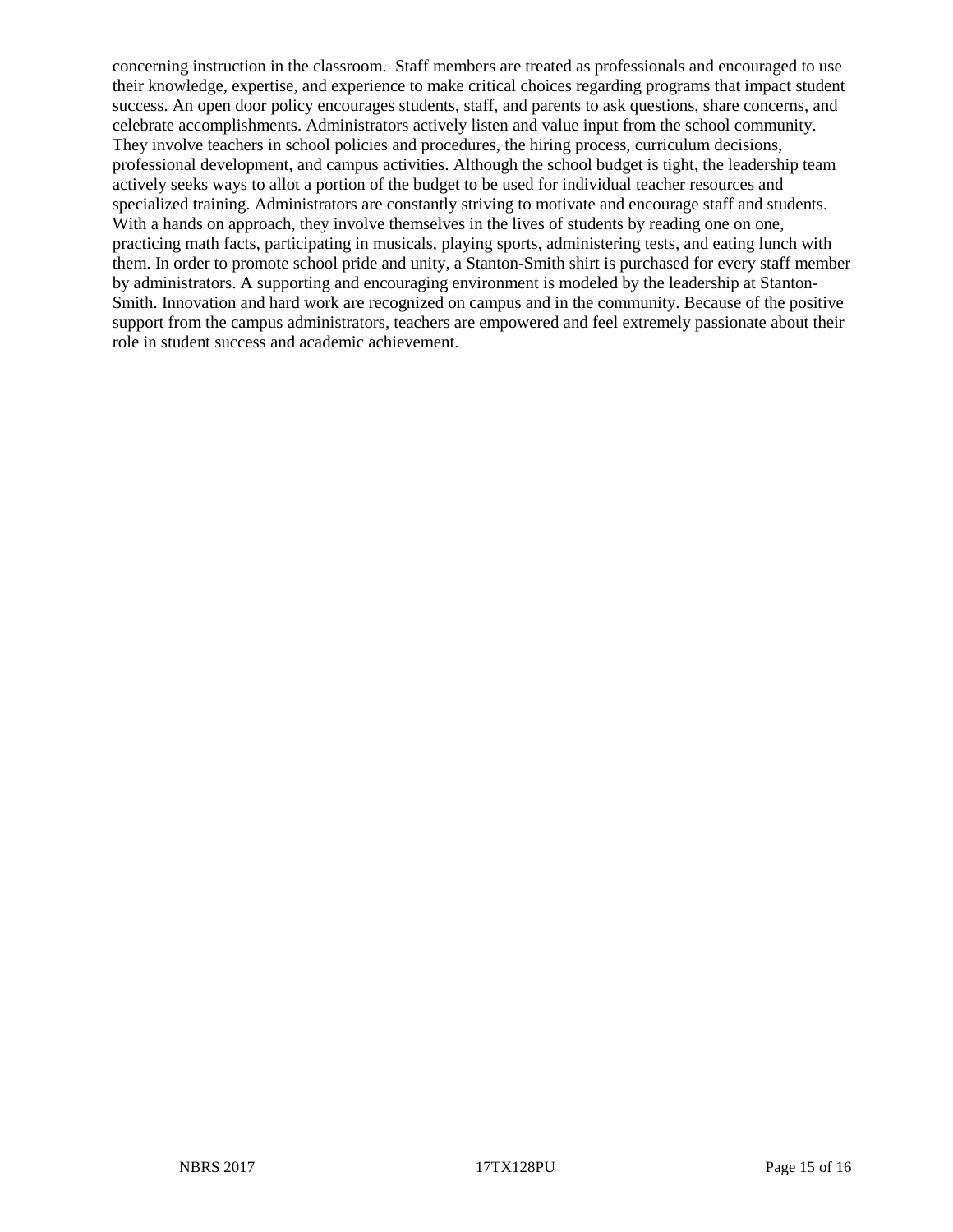concerning instruction in the classroom. Staff members are treated as professionals and encouraged to use their knowledge, expertise, and experience to make critical choices regarding programs that impact student success. An open door policy encourages students, staff, and parents to ask questions, share concerns, and celebrate accomplishments. Administrators actively listen and value input from the school community. They involve teachers in school policies and procedures, the hiring process, curriculum decisions, professional development, and campus activities. Although the school budget is tight, the leadership team actively seeks ways to allot a portion of the budget to be used for individual teacher resources and specialized training. Administrators are constantly striving to motivate and encourage staff and students. With a hands on approach, they involve themselves in the lives of students by reading one on one, practicing math facts, participating in musicals, playing sports, administering tests, and eating lunch with them. In order to promote school pride and unity, a Stanton-Smith shirt is purchased for every staff member by administrators. A supporting and encouraging environment is modeled by the leadership at Stanton-Smith. Innovation and hard work are recognized on campus and in the community. Because of the positive support from the campus administrators, teachers are empowered and feel extremely passionate about their role in student success and academic achievement.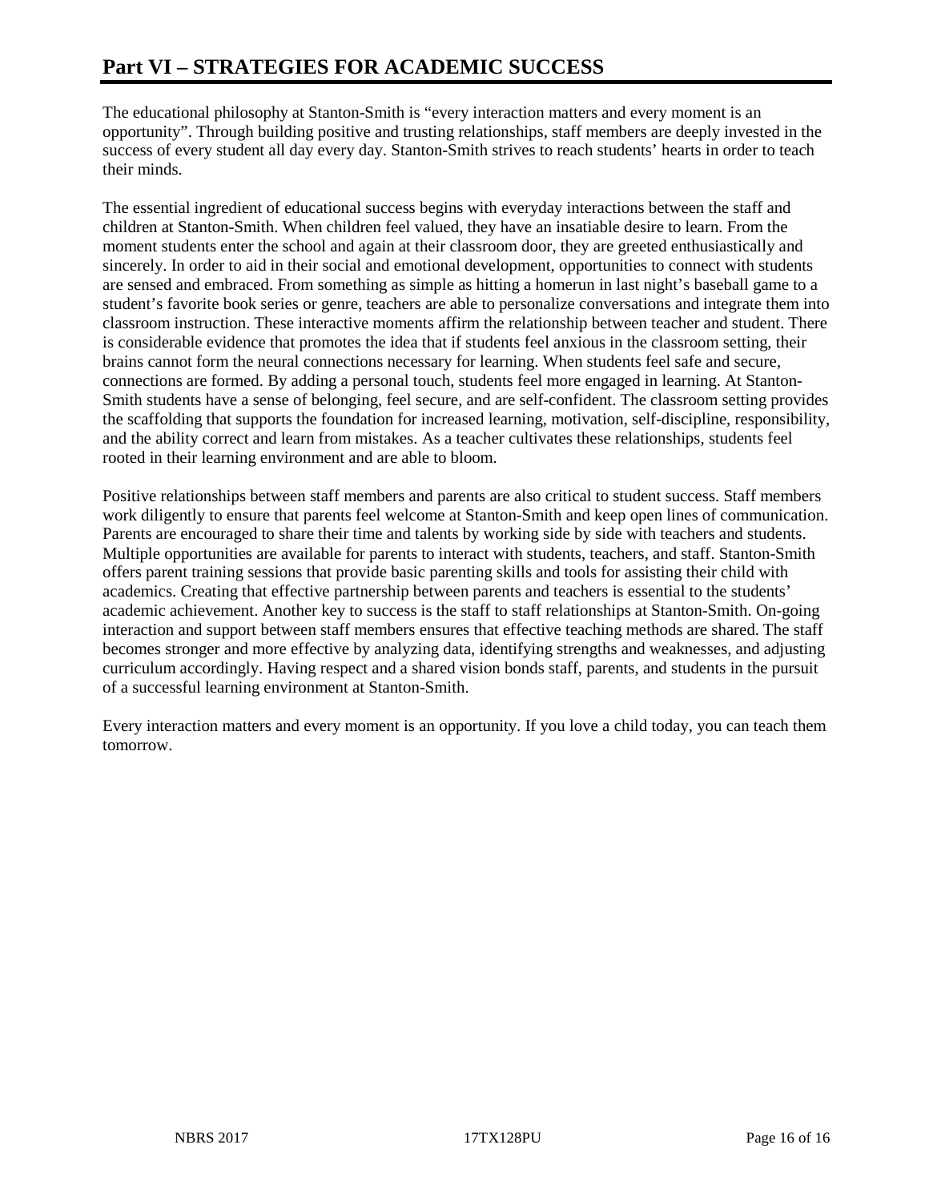# Part VI – STRATEGIES FOR ACADEMIC SUCCESS

The educational philosophy at Stanton-Smith is "every interaction matters and every moment is an opportunity". Through building positive and trusting relationships, staff members are deeply invested in the success of every student all day every day. Stanton-Smith strives to reach students' hearts in order to teach their minds.

The essential ingredient of educational success begins with everyday interactions between the staff and children at Stanton-Smith. When children feel valued, they have an insatiable desire to learn. From the moment students enter the school and again at their classroom door, they are greeted enthusiastically and sincerely. In order to aid in their social and emotional development, opportunities to connect with students are sensed and embraced. From something as simple as hitting a homerun in last night's baseball game to a student's favorite book series or genre, teachers are able to personalize conversations and integrate them into classroom instruction. These interactive moments affirm the relationship between teacher and student. There is considerable evidence that promotes the idea that if students feel anxious in the classroom setting, their brains cannot form the neural connections necessary for learning. When students feel safe and secure, connections are formed. By adding a personal touch, students feel more engaged in learning. At Stanton-Smith students have a sense of belonging, feel secure, and are self-confident. The classroom setting provides the scaffolding that supports the foundation for increased learning, motivation, self-discipline, responsibility, and the ability correct and learn from mistakes. As a teacher cultivates these relationships, students feel rooted in their learning environment and are able to bloom.

Positive relationships between staff members and parents are also critical to student success. Staff members work diligently to ensure that parents feel welcome at Stanton-Smith and keep open lines of communication. Parents are encouraged to share their time and talents by working side by side with teachers and students. Multiple opportunities are available for parents to interact with students, teachers, and staff. Stanton-Smith offers parent training sessions that provide basic parenting skills and tools for assisting their child with academics. Creating that effective partnership between parents and teachers is essential to the students' academic achievement. Another key to success is the staff to staff relationships at Stanton-Smith. On-going interaction and support between staff members ensures that effective teaching methods are shared. The staff becomes stronger and more effective by analyzing data, identifying strengths and weaknesses, and adjusting curriculum accordingly. Having respect and a shared vision bonds staff, parents, and students in the pursuit of a successful learning environment at Stanton-Smith.

Every interaction matters and every moment is an opportunity. If you love a child today, you can teach them tomorrow.